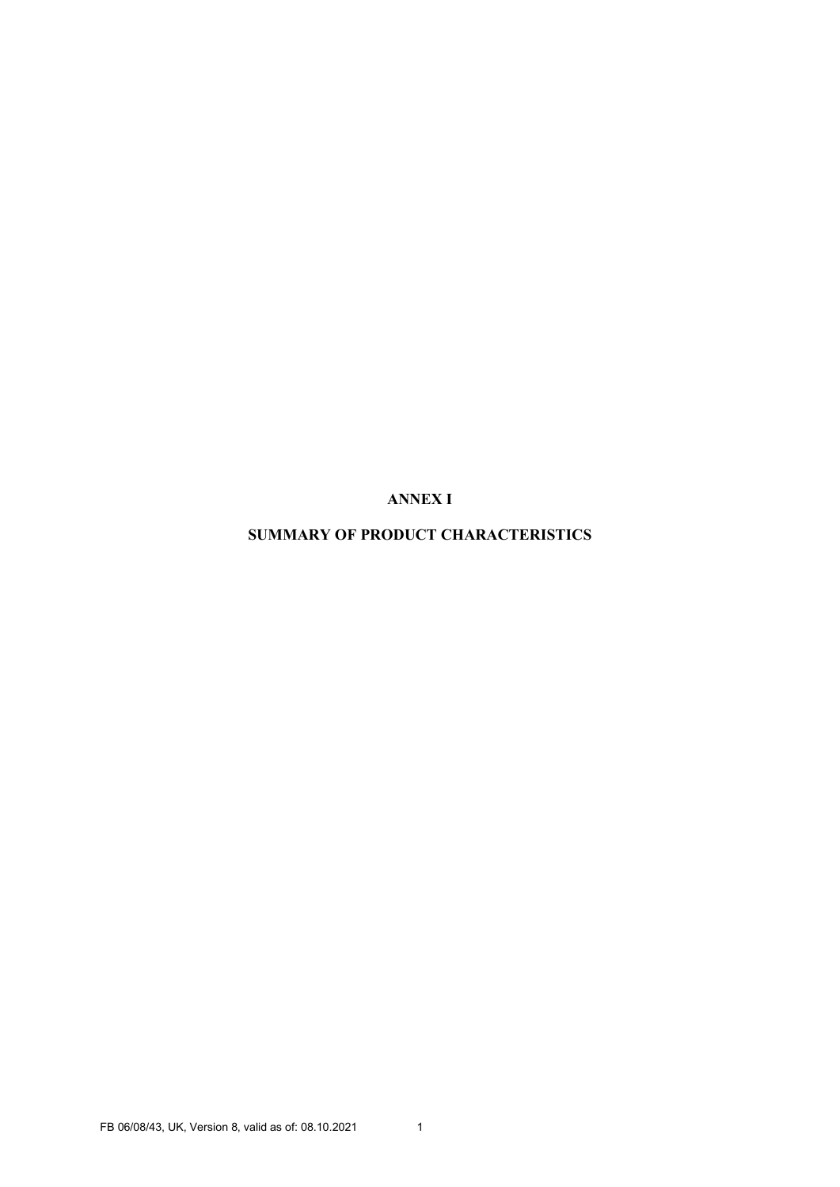# ANNEX I

# SUMMARY OF PRODUCT CHARACTERISTICS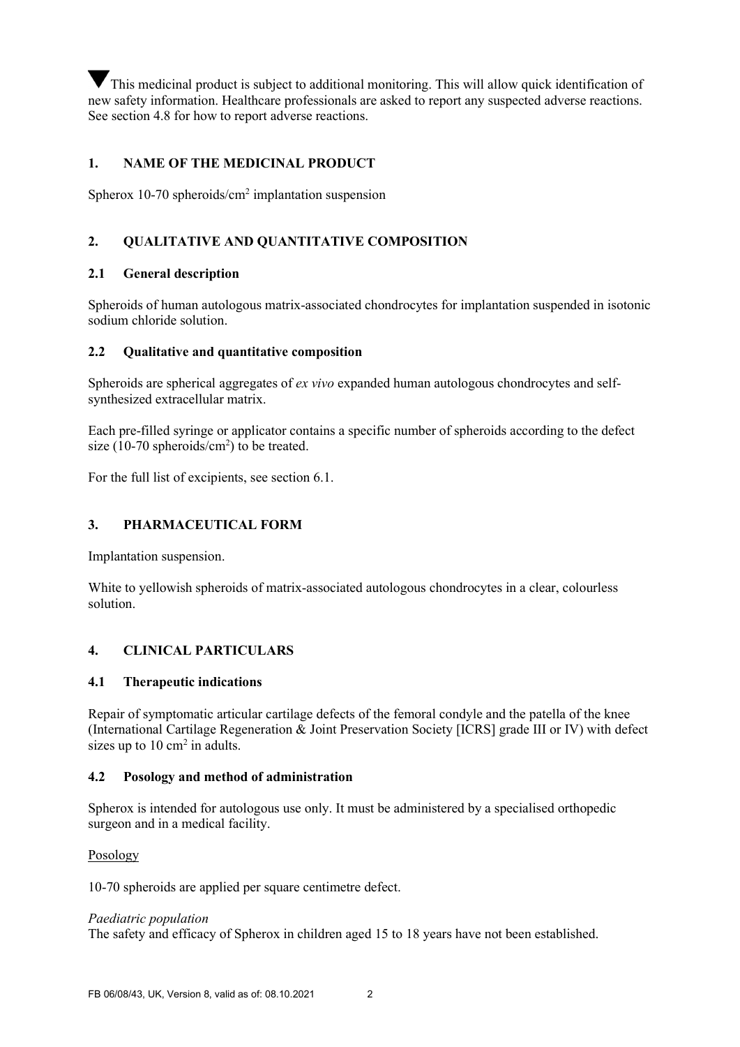▼This medicinal product is subject to additional monitoring. This will allow quick identification of new safety information. Healthcare professionals are asked to report any suspected adverse reactions. See section 4.8 for how to report adverse reactions.

## 1. NAME OF THE MEDICINAL PRODUCT

Spherox 10-70 spheroids/cm$^2$ implantation suspension

## 2. QUALITATIVE AND QUANTITATIVE COMPOSITION

### 2.1 General description

Spheroids of human autologous matrix-associated chondrocytes for implantation suspended in isotonic sodium chloride solution.

### 2.2 Qualitative and quantitative composition

Spheroids are spherical aggregates of *ex vivo* expanded human autologous chondrocytes and self-synthesized extracellular matrix.

Each pre-filled syringe or applicator contains a specific number of spheroids according to the defect size (10-70 spheroids/cm$^2$) to be treated.

For the full list of excipients, see section 6.1.

## 3. PHARMACEUTICAL FORM

Implantation suspension.

White to yellowish spheroids of matrix-associated autologous chondrocytes in a clear, colourless solution.

## 4. CLINICAL PARTICULARS

### 4.1 Therapeutic indications

Repair of symptomatic articular cartilage defects of the femoral condyle and the patella of the knee (International Cartilage Regeneration & Joint Preservation Society [ICRS] grade III or IV) with defect sizes up to 10 cm$^2$ in adults.

### 4.2 Posology and method of administration

Spherox is intended for autologous use only. It must be administered by a specialised orthopedic surgeon and in a medical facility.

Posology

10-70 spheroids are applied per square centimetre defect.

*Paediatric population*
The safety and efficacy of Spherox in children aged 15 to 18 years have not been established.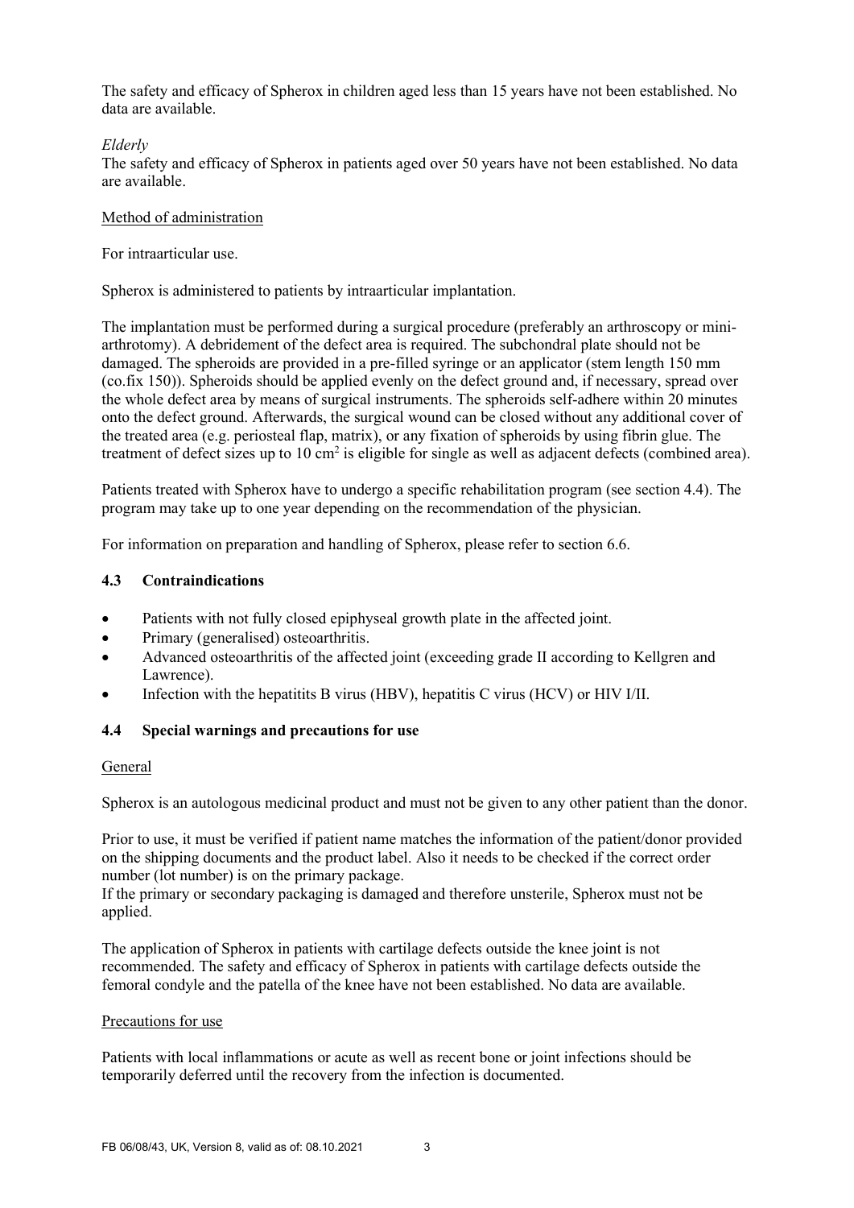The safety and efficacy of Spherox in children aged less than 15 years have not been established. No data are available.

*Elderly*

The safety and efficacy of Spherox in patients aged over 50 years have not been established. No data are available.

Method of administration

For intraarticular use.

Spherox is administered to patients by intraarticular implantation.

The implantation must be performed during a surgical procedure (preferably an arthroscopy or mini-arthrotomy). A debridement of the defect area is required. The subchondral plate should not be damaged. The spheroids are provided in a pre-filled syringe or an applicator (stem length 150 mm (co.fix 150)). Spheroids should be applied evenly on the defect ground and, if necessary, spread over the whole defect area by means of surgical instruments. The spheroids self-adhere within 20 minutes onto the defect ground. Afterwards, the surgical wound can be closed without any additional cover of the treated area (e.g. periosteal flap, matrix), or any fixation of spheroids by using fibrin glue. The treatment of defect sizes up to 10 $cm^2$ is eligible for single as well as adjacent defects (combined area).

Patients treated with Spherox have to undergo a specific rehabilitation program (see section 4.4). The program may take up to one year depending on the recommendation of the physician.

For information on preparation and handling of Spherox, please refer to section 6.6.

## 4.3 Contraindications

- Patients with not fully closed epiphyseal growth plate in the affected joint.
- Primary (generalised) osteoarthritis.
- Advanced osteoarthritis of the affected joint (exceeding grade II according to Kellgren and Lawrence).
- Infection with the hepatitits B virus (HBV), hepatitis C virus (HCV) or HIV I/II.

## 4.4 Special warnings and precautions for use

General

Spherox is an autologous medicinal product and must not be given to any other patient than the donor.

Prior to use, it must be verified if patient name matches the information of the patient/donor provided on the shipping documents and the product label. Also it needs to be checked if the correct order number (lot number) is on the primary package.
If the primary or secondary packaging is damaged and therefore unsterile, Spherox must not be applied.

The application of Spherox in patients with cartilage defects outside the knee joint is not recommended. The safety and efficacy of Spherox in patients with cartilage defects outside the femoral condyle and the patella of the knee have not been established. No data are available.

Precautions for use

Patients with local inflammations or acute as well as recent bone or joint infections should be temporarily deferred until the recovery from the infection is documented.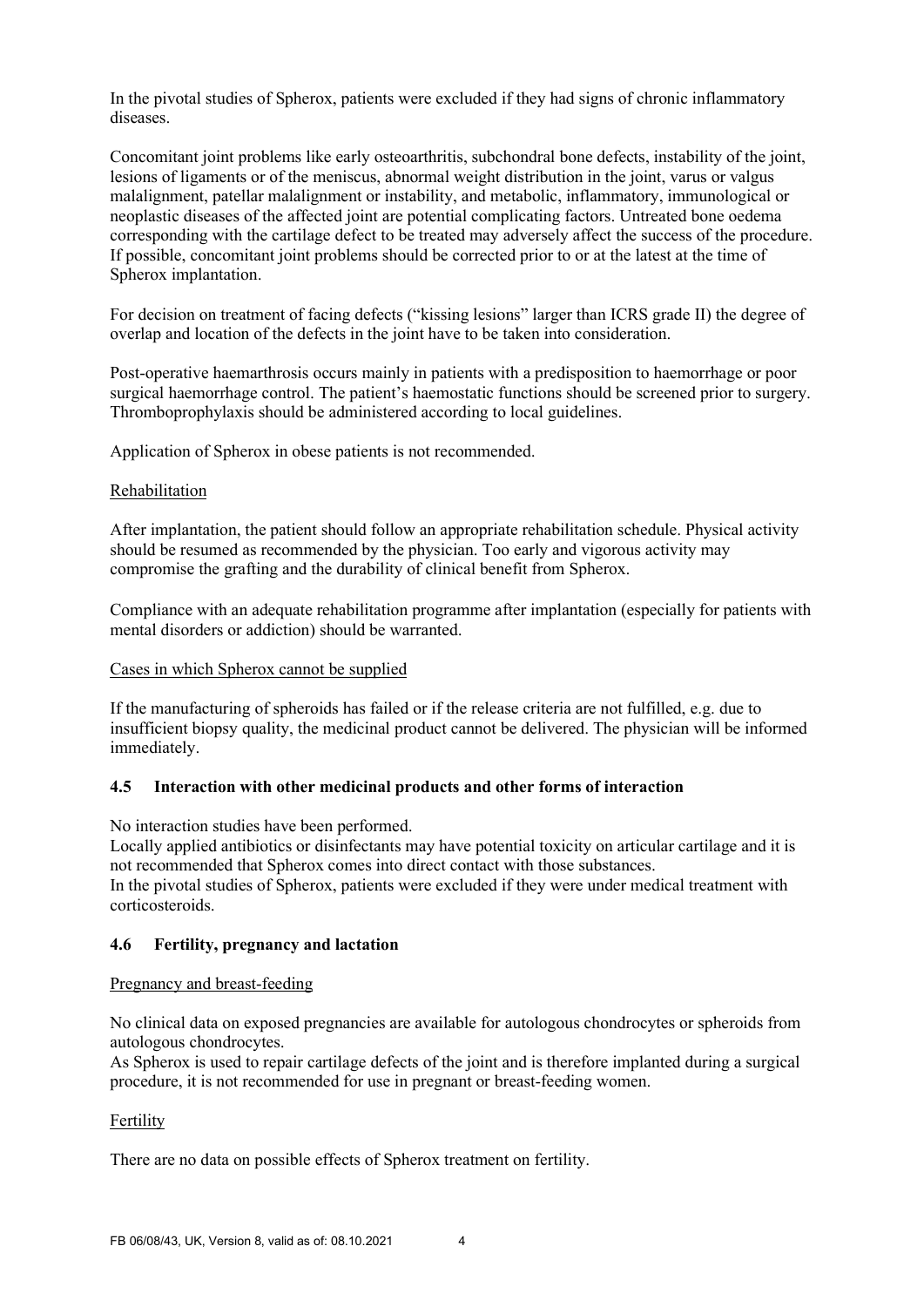In the pivotal studies of Spherox, patients were excluded if they had signs of chronic inflammatory diseases.

Concomitant joint problems like early osteoarthritis, subchondral bone defects, instability of the joint, lesions of ligaments or of the meniscus, abnormal weight distribution in the joint, varus or valgus malalignment, patellar malalignment or instability, and metabolic, inflammatory, immunological or neoplastic diseases of the affected joint are potential complicating factors. Untreated bone oedema corresponding with the cartilage defect to be treated may adversely affect the success of the procedure. If possible, concomitant joint problems should be corrected prior to or at the latest at the time of Spherox implantation.

For decision on treatment of facing defects ("kissing lesions" larger than ICRS grade II) the degree of overlap and location of the defects in the joint have to be taken into consideration.

Post-operative haemarthrosis occurs mainly in patients with a predisposition to haemorrhage or poor surgical haemorrhage control. The patient's haemostatic functions should be screened prior to surgery. Thromboprophylaxis should be administered according to local guidelines.

Application of Spherox in obese patients is not recommended.

Rehabilitation

After implantation, the patient should follow an appropriate rehabilitation schedule. Physical activity should be resumed as recommended by the physician. Too early and vigorous activity may compromise the grafting and the durability of clinical benefit from Spherox.

Compliance with an adequate rehabilitation programme after implantation (especially for patients with mental disorders or addiction) should be warranted.

Cases in which Spherox cannot be supplied

If the manufacturing of spheroids has failed or if the release criteria are not fulfilled, e.g. due to insufficient biopsy quality, the medicinal product cannot be delivered. The physician will be informed immediately.

## 4.5 Interaction with other medicinal products and other forms of interaction

No interaction studies have been performed.
Locally applied antibiotics or disinfectants may have potential toxicity on articular cartilage and it is not recommended that Spherox comes into direct contact with those substances.
In the pivotal studies of Spherox, patients were excluded if they were under medical treatment with corticosteroids.

## 4.6 Fertility, pregnancy and lactation

Pregnancy and breast-feeding

No clinical data on exposed pregnancies are available for autologous chondrocytes or spheroids from autologous chondrocytes.
As Spherox is used to repair cartilage defects of the joint and is therefore implanted during a surgical procedure, it is not recommended for use in pregnant or breast-feeding women.

Fertility

There are no data on possible effects of Spherox treatment on fertility.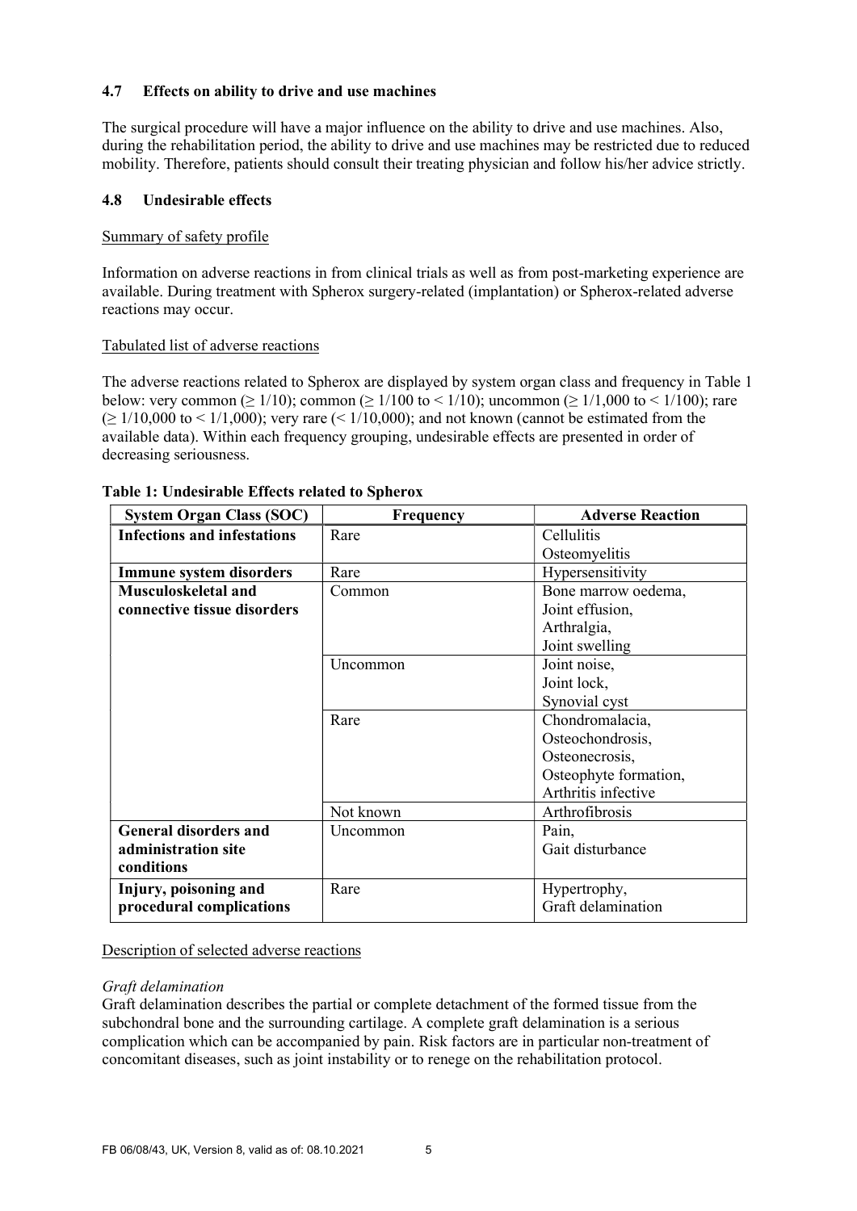## 4.7 Effects on ability to drive and use machines

The surgical procedure will have a major influence on the ability to drive and use machines. Also, during the rehabilitation period, the ability to drive and use machines may be restricted due to reduced mobility. Therefore, patients should consult their treating physician and follow his/her advice strictly.

## 4.8 Undesirable effects

Summary of safety profile

Information on adverse reactions in from clinical trials as well as from post-marketing experience are available. During treatment with Spherox surgery-related (implantation) or Spherox-related adverse reactions may occur.

Tabulated list of adverse reactions

The adverse reactions related to Spherox are displayed by system organ class and frequency in Table 1 below: very common ($\geq 1/10$); common ($\geq 1/100$ to $< 1/10$); uncommon ($\geq 1/1,000$ to $< 1/100$); rare ($\geq 1/10,000$ to $< 1/1,000$); very rare ($< 1/10,000$); and not known (cannot be estimated from the available data). Within each frequency grouping, undesirable effects are presented in order of decreasing seriousness.

**Table 1: Undesirable Effects related to Spherox**

| System Organ Class (SOC) | Frequency | Adverse Reaction |
|---|---|---|
| **Infections and infestations** | Rare | Cellulitis<br>Osteomyelitis |
| **Immune system disorders** | Rare | Hypersensitivity |
| **Musculoskeletal and connective tissue disorders** | Common | Bone marrow oedema,<br>Joint effusion,<br>Arthralgia,<br>Joint swelling |
| | Uncommon | Joint noise,<br>Joint lock,<br>Synovial cyst |
| | Rare | Chondromalacia,<br>Osteochondrosis,<br>Osteonecrosis,<br>Osteophyte formation,<br>Arthritis infective |
| | Not known | Arthrofibrosis |
| **General disorders and administration site conditions** | Uncommon | Pain,<br>Gait disturbance |
| **Injury, poisoning and procedural complications** | Rare | Hypertrophy,<br>Graft delamination |

Description of selected adverse reactions

*Graft delamination*

Graft delamination describes the partial or complete detachment of the formed tissue from the subchondral bone and the surrounding cartilage. A complete graft delamination is a serious complication which can be accompanied by pain. Risk factors are in particular non-treatment of concomitant diseases, such as joint instability or to renege on the rehabilitation protocol.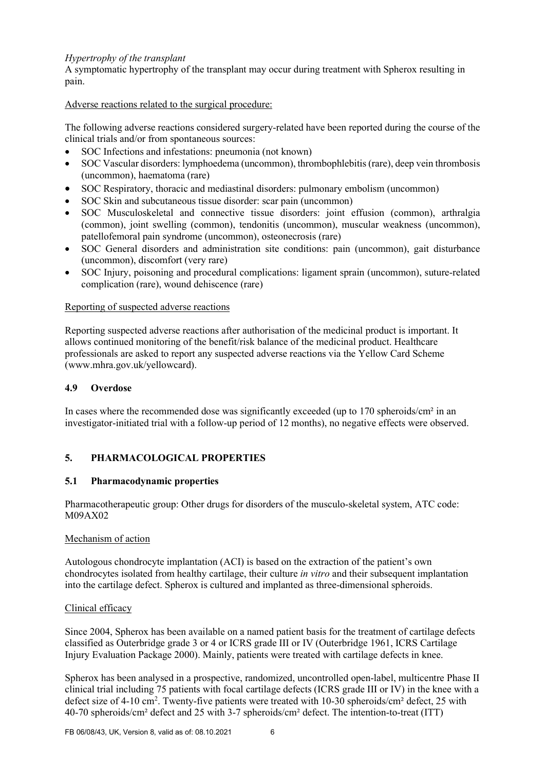*Hypertrophy of the transplant*

A symptomatic hypertrophy of the transplant may occur during treatment with Spherox resulting in pain.

Adverse reactions related to the surgical procedure:

The following adverse reactions considered surgery-related have been reported during the course of the clinical trials and/or from spontaneous sources:

- SOC Infections and infestations: pneumonia (not known)
- SOC Vascular disorders: lymphoedema (uncommon), thrombophlebitis (rare), deep vein thrombosis (uncommon), haematoma (rare)
- SOC Respiratory, thoracic and mediastinal disorders: pulmonary embolism (uncommon)
- SOC Skin and subcutaneous tissue disorder: scar pain (uncommon)
- SOC Musculoskeletal and connective tissue disorders: joint effusion (common), arthralgia (common), joint swelling (common), tendonitis (uncommon), muscular weakness (uncommon), patellofemoral pain syndrome (uncommon), osteonecrosis (rare)
- SOC General disorders and administration site conditions: pain (uncommon), gait disturbance (uncommon), discomfort (very rare)
- SOC Injury, poisoning and procedural complications: ligament sprain (uncommon), suture-related complication (rare), wound dehiscence (rare)

Reporting of suspected adverse reactions

Reporting suspected adverse reactions after authorisation of the medicinal product is important. It allows continued monitoring of the benefit/risk balance of the medicinal product. Healthcare professionals are asked to report any suspected adverse reactions via the Yellow Card Scheme (www.mhra.gov.uk/yellowcard).

### 4.9 Overdose

In cases where the recommended dose was significantly exceeded (up to 170 spheroids/cm² in an investigator-initiated trial with a follow-up period of 12 months), no negative effects were observed.

## 5. PHARMACOLOGICAL PROPERTIES

### 5.1 Pharmacodynamic properties

Pharmacotherapeutic group: Other drugs for disorders of the musculo-skeletal system, ATC code: M09AX02

Mechanism of action

Autologous chondrocyte implantation (ACI) is based on the extraction of the patient's own chondrocytes isolated from healthy cartilage, their culture *in vitro* and their subsequent implantation into the cartilage defect. Spherox is cultured and implanted as three-dimensional spheroids.

Clinical efficacy

Since 2004, Spherox has been available on a named patient basis for the treatment of cartilage defects classified as Outerbridge grade 3 or 4 or ICRS grade III or IV (Outerbridge 1961, ICRS Cartilage Injury Evaluation Package 2000). Mainly, patients were treated with cartilage defects in knee.

Spherox has been analysed in a prospective, randomized, uncontrolled open-label, multicentre Phase II clinical trial including 75 patients with focal cartilage defects (ICRS grade III or IV) in the knee with a defect size of 4-10 cm². Twenty-five patients were treated with 10-30 spheroids/cm² defect, 25 with 40-70 spheroids/cm² defect and 25 with 3-7 spheroids/cm² defect. The intention-to-treat (ITT)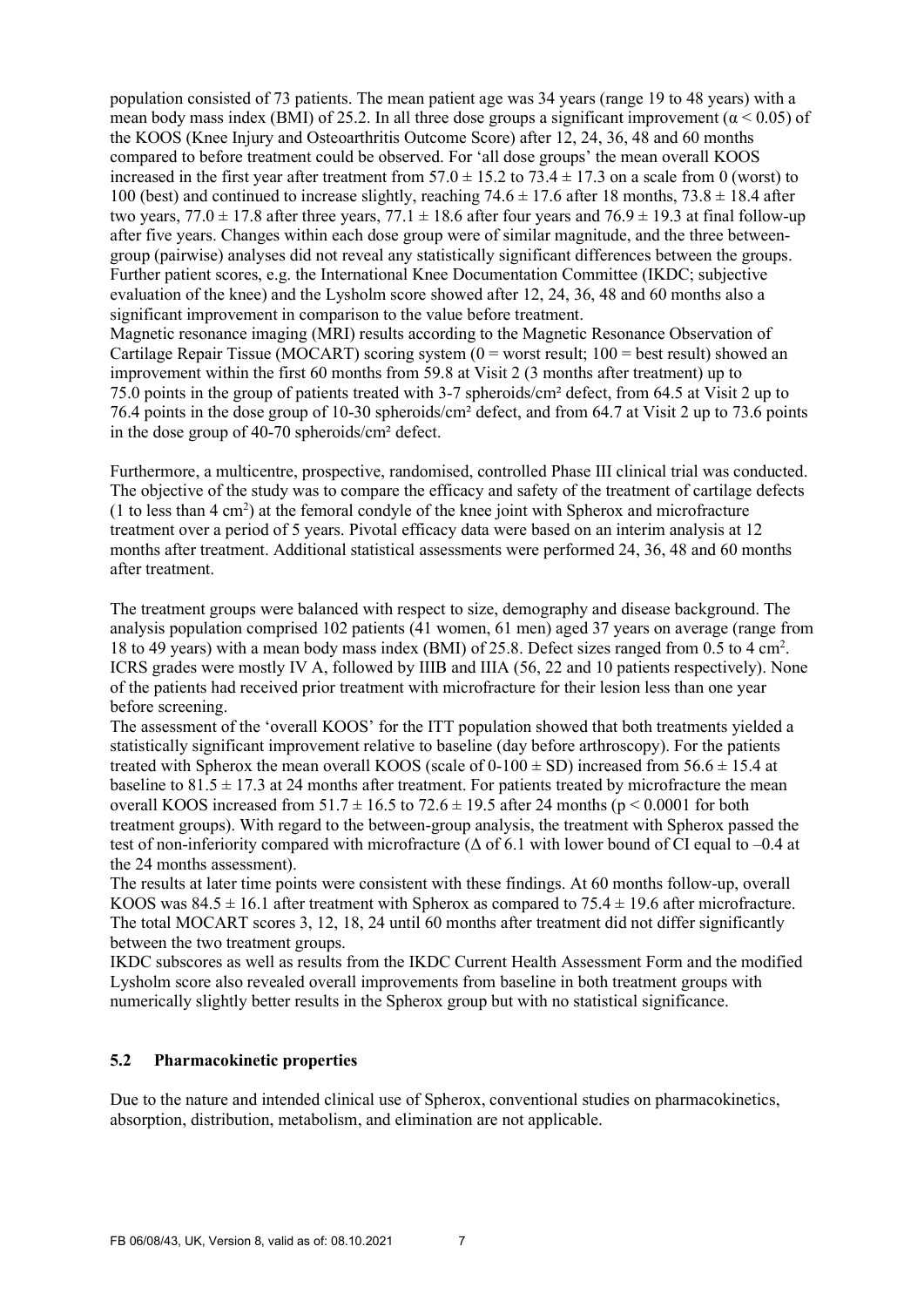population consisted of 73 patients. The mean patient age was 34 years (range 19 to 48 years) with a mean body mass index (BMI) of 25.2. In all three dose groups a significant improvement ($\alpha < 0.05$) of the KOOS (Knee Injury and Osteoarthritis Outcome Score) after 12, 24, 36, 48 and 60 months compared to before treatment could be observed. For 'all dose groups' the mean overall KOOS increased in the first year after treatment from $57.0 \pm 15.2$ to $73.4 \pm 17.3$ on a scale from 0 (worst) to 100 (best) and continued to increase slightly, reaching $74.6 \pm 17.6$ after 18 months, $73.8 \pm 18.4$ after two years, $77.0 \pm 17.8$ after three years, $77.1 \pm 18.6$ after four years and $76.9 \pm 19.3$ at final follow-up after five years. Changes within each dose group were of similar magnitude, and the three between-group (pairwise) analyses did not reveal any statistically significant differences between the groups. Further patient scores, e.g. the International Knee Documentation Committee (IKDC; subjective evaluation of the knee) and the Lysholm score showed after 12, 24, 36, 48 and 60 months also a significant improvement in comparison to the value before treatment.

Magnetic resonance imaging (MRI) results according to the Magnetic Resonance Observation of Cartilage Repair Tissue (MOCART) scoring system (0 = worst result; 100 = best result) showed an improvement within the first 60 months from 59.8 at Visit 2 (3 months after treatment) up to 75.0 points in the group of patients treated with 3-7 spheroids/cm² defect, from 64.5 at Visit 2 up to 76.4 points in the dose group of 10-30 spheroids/cm² defect, and from 64.7 at Visit 2 up to 73.6 points in the dose group of 40-70 spheroids/cm² defect.

Furthermore, a multicentre, prospective, randomised, controlled Phase III clinical trial was conducted. The objective of the study was to compare the efficacy and safety of the treatment of cartilage defects (1 to less than 4 cm$^2$) at the femoral condyle of the knee joint with Spherox and microfracture treatment over a period of 5 years. Pivotal efficacy data were based on an interim analysis at 12 months after treatment. Additional statistical assessments were performed 24, 36, 48 and 60 months after treatment.

The treatment groups were balanced with respect to size, demography and disease background. The analysis population comprised 102 patients (41 women, 61 men) aged 37 years on average (range from 18 to 49 years) with a mean body mass index (BMI) of 25.8. Defect sizes ranged from 0.5 to 4 cm$^2$. ICRS grades were mostly IV A, followed by IIIB and IIIA (56, 22 and 10 patients respectively). None of the patients had received prior treatment with microfracture for their lesion less than one year before screening.

The assessment of the 'overall KOOS' for the ITT population showed that both treatments yielded a statistically significant improvement relative to baseline (day before arthroscopy). For the patients treated with Spherox the mean overall KOOS (scale of $0\text{-}100 \pm$ SD) increased from $56.6 \pm 15.4$ at baseline to $81.5 \pm 17.3$ at 24 months after treatment. For patients treated by microfracture the mean overall KOOS increased from $51.7 \pm 16.5$ to $72.6 \pm 19.5$ after 24 months ($p < 0.0001$ for both treatment groups). With regard to the between-group analysis, the treatment with Spherox passed the test of non-inferiority compared with microfracture ($\Delta$ of 6.1 with lower bound of CI equal to –0.4 at the 24 months assessment).

The results at later time points were consistent with these findings. At 60 months follow-up, overall KOOS was $84.5 \pm 16.1$ after treatment with Spherox as compared to $75.4 \pm 19.6$ after microfracture. The total MOCART scores 3, 12, 18, 24 until 60 months after treatment did not differ significantly between the two treatment groups.

IKDC subscores as well as results from the IKDC Current Health Assessment Form and the modified Lysholm score also revealed overall improvements from baseline in both treatment groups with numerically slightly better results in the Spherox group but with no statistical significance.

### 5.2 Pharmacokinetic properties

Due to the nature and intended clinical use of Spherox, conventional studies on pharmacokinetics, absorption, distribution, metabolism, and elimination are not applicable.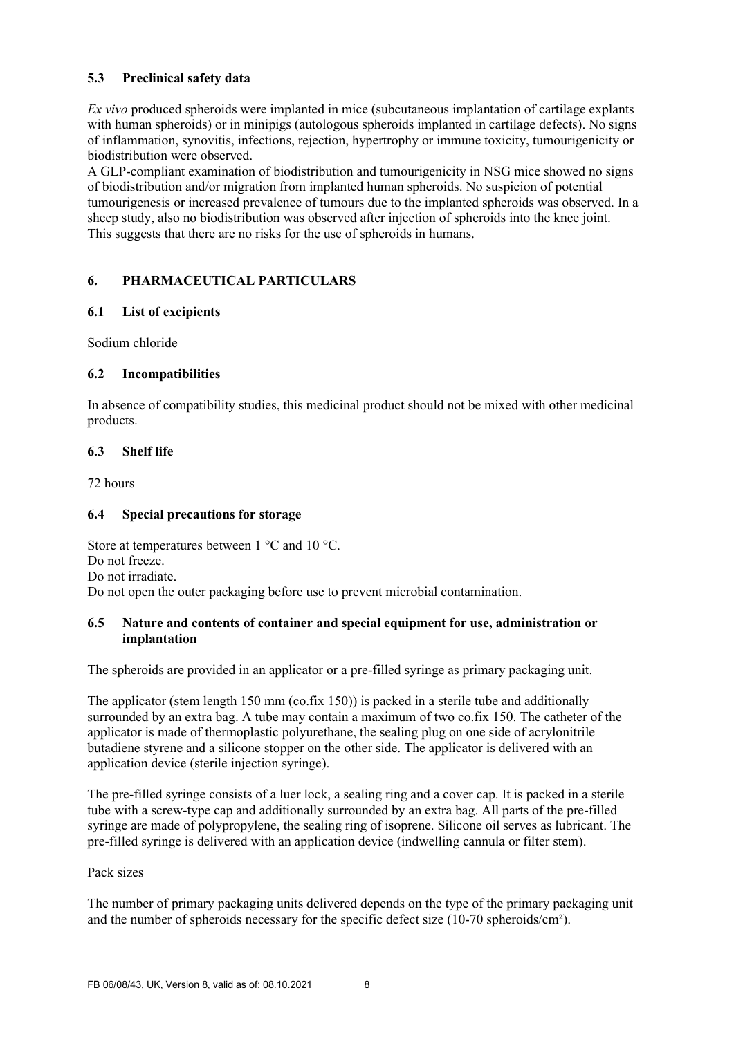## 5.3 Preclinical safety data

*Ex vivo* produced spheroids were implanted in mice (subcutaneous implantation of cartilage explants with human spheroids) or in minipigs (autologous spheroids implanted in cartilage defects). No signs of inflammation, synovitis, infections, rejection, hypertrophy or immune toxicity, tumourigenicity or biodistribution were observed.
A GLP-compliant examination of biodistribution and tumourigenicity in NSG mice showed no signs of biodistribution and/or migration from implanted human spheroids. No suspicion of potential tumourigenesis or increased prevalence of tumours due to the implanted spheroids was observed. In a sheep study, also no biodistribution was observed after injection of spheroids into the knee joint. This suggests that there are no risks for the use of spheroids in humans.

# 6. PHARMACEUTICAL PARTICULARS

## 6.1 List of excipients

Sodium chloride

## 6.2 Incompatibilities

In absence of compatibility studies, this medicinal product should not be mixed with other medicinal products.

## 6.3 Shelf life

72 hours

## 6.4 Special precautions for storage

Store at temperatures between 1 °C and 10 °C.
Do not freeze.
Do not irradiate.
Do not open the outer packaging before use to prevent microbial contamination.

## 6.5 Nature and contents of container and special equipment for use, administration or implantation

The spheroids are provided in an applicator or a pre-filled syringe as primary packaging unit.

The applicator (stem length 150 mm (co.fix 150)) is packed in a sterile tube and additionally surrounded by an extra bag. A tube may contain a maximum of two co.fix 150. The catheter of the applicator is made of thermoplastic polyurethane, the sealing plug on one side of acrylonitrile butadiene styrene and a silicone stopper on the other side. The applicator is delivered with an application device (sterile injection syringe).

The pre-filled syringe consists of a luer lock, a sealing ring and a cover cap. It is packed in a sterile tube with a screw-type cap and additionally surrounded by an extra bag. All parts of the pre-filled syringe are made of polypropylene, the sealing ring of isoprene. Silicone oil serves as lubricant. The pre-filled syringe is delivered with an application device (indwelling cannula or filter stem).

Pack sizes

The number of primary packaging units delivered depends on the type of the primary packaging unit and the number of spheroids necessary for the specific defect size (10-70 spheroids/cm²).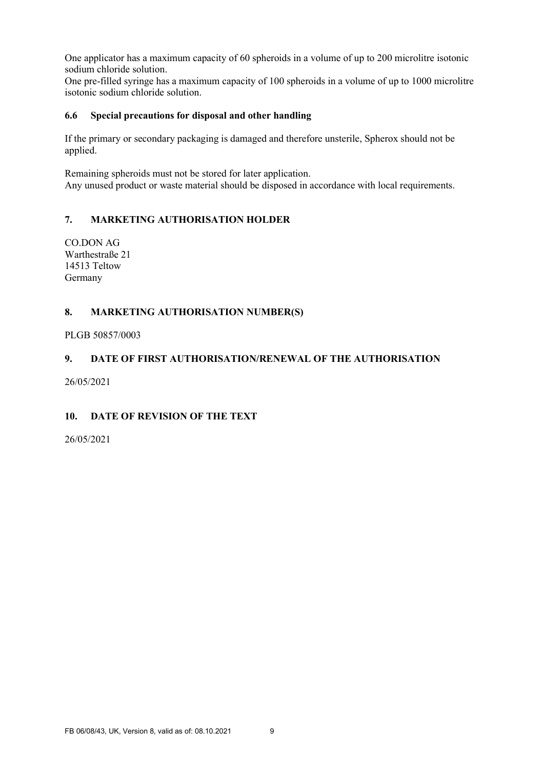One applicator has a maximum capacity of 60 spheroids in a volume of up to 200 microlitre isotonic sodium chloride solution.
One pre-filled syringe has a maximum capacity of 100 spheroids in a volume of up to 1000 microlitre isotonic sodium chloride solution.

### 6.6 Special precautions for disposal and other handling

If the primary or secondary packaging is damaged and therefore unsterile, Spherox should not be applied.

Remaining spheroids must not be stored for later application.
Any unused product or waste material should be disposed in accordance with local requirements.

## 7. MARKETING AUTHORISATION HOLDER

CO.DON AG
Warthestraße 21
14513 Teltow
Germany

## 8. MARKETING AUTHORISATION NUMBER(S)

PLGB 50857/0003

## 9. DATE OF FIRST AUTHORISATION/RENEWAL OF THE AUTHORISATION

26/05/2021

## 10. DATE OF REVISION OF THE TEXT

26/05/2021